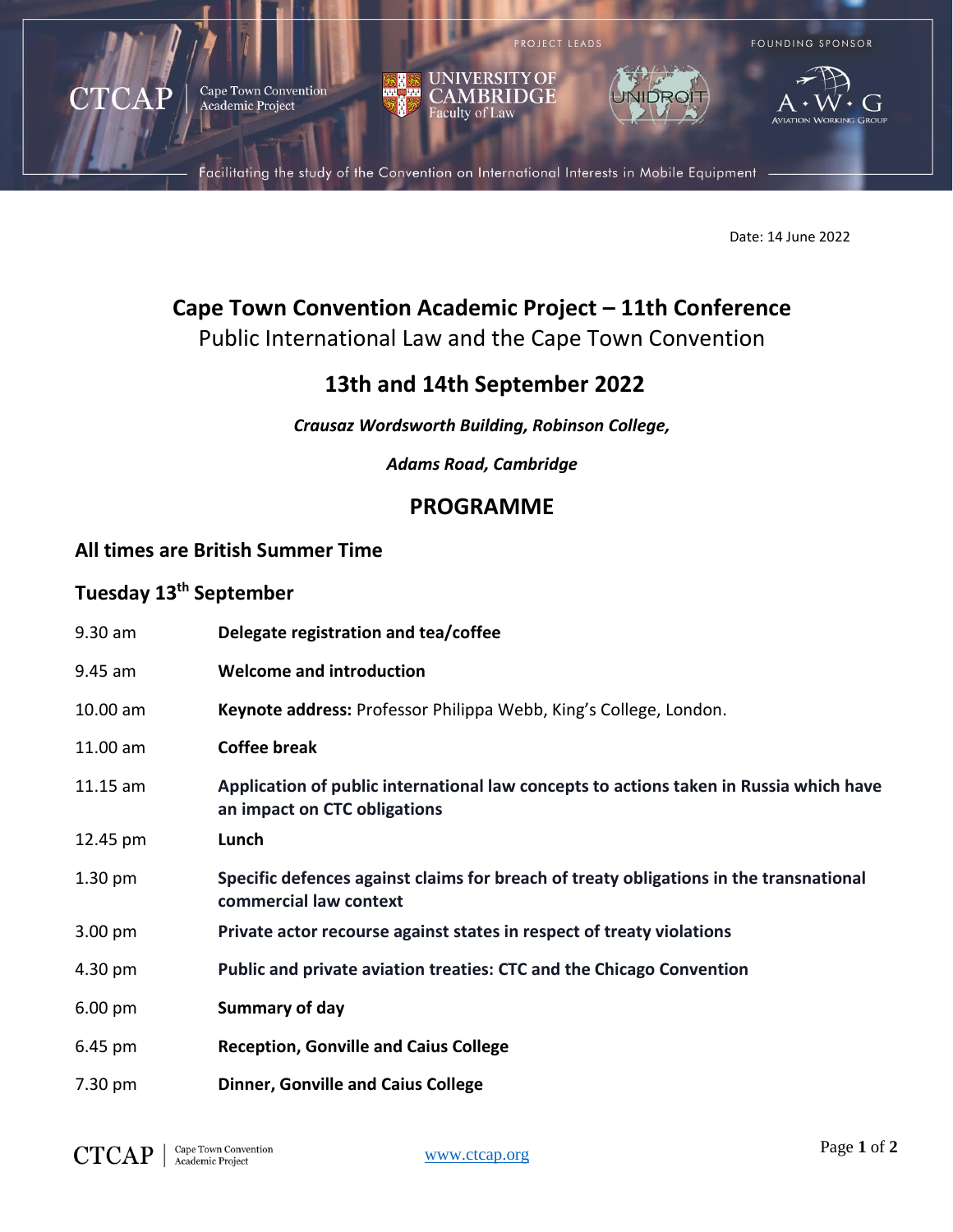CTCAP | Cape Town Convention Academic Project

PROJECT LEADS: UNIVERSITY OF CAMBRIDGE Faculty of Law; UNIDROIT

FOUNDING SPONSOR: A·W·G Aviation Working Group

Facilitating the study of the Convention on International Interests in Mobile Equipment

Date: 14 June 2022

# Cape Town Convention Academic Project – 11th Conference

Public International Law and the Cape Town Convention

## 13th and 14th September 2022

***Crausaz Wordsworth Building, Robinson College,***

***Adams Road, Cambridge***

## PROGRAMME

### All times are British Summer Time

### Tuesday 13th September

| | |
|---|---|
| 9.30 am | **Delegate registration and tea/coffee** |
| 9.45 am | **Welcome and introduction** |
| 10.00 am | **Keynote address:** Professor Philippa Webb, King's College, London. |
| 11.00 am | **Coffee break** |
| 11.15 am | **Application of public international law concepts to actions taken in Russia which have an impact on CTC obligations** |
| 12.45 pm | **Lunch** |
| 1.30 pm | **Specific defences against claims for breach of treaty obligations in the transnational commercial law context** |
| 3.00 pm | **Private actor recourse against states in respect of treaty violations** |
| 4.30 pm | **Public and private aviation treaties: CTC and the Chicago Convention** |
| 6.00 pm | **Summary of day** |
| 6.45 pm | **Reception, Gonville and Caius College** |
| 7.30 pm | **Dinner, Gonville and Caius College** |

www.ctcap.org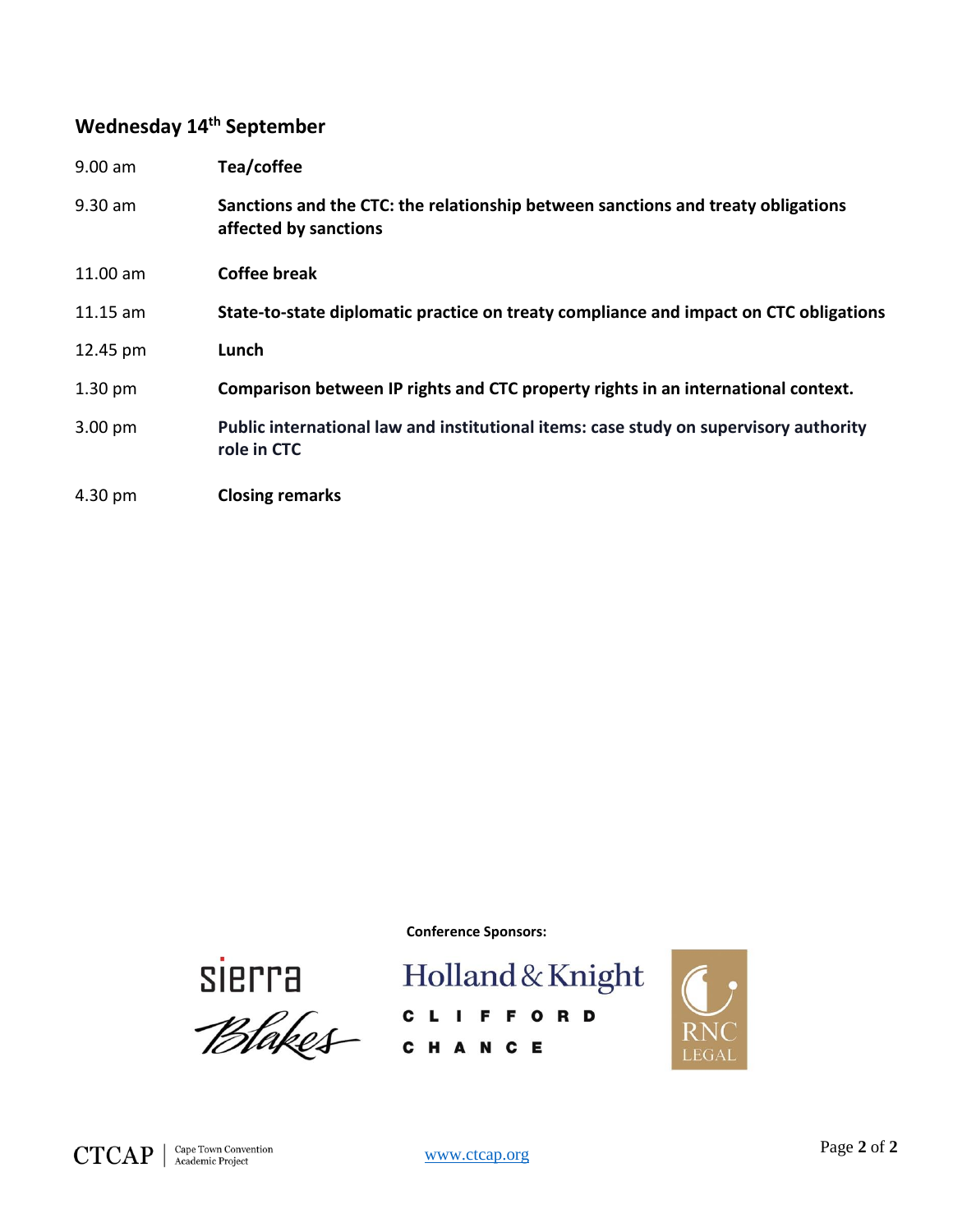## Wednesday 14th September

| | |
|---|---|
| 9.00 am | **Tea/coffee** |
| 9.30 am | **Sanctions and the CTC: the relationship between sanctions and treaty obligations affected by sanctions** |
| 11.00 am | **Coffee break** |
| 11.15 am | **State-to-state diplomatic practice on treaty compliance and impact on CTC obligations** |
| 12.45 pm | **Lunch** |
| 1.30 pm | **Comparison between IP rights and CTC property rights in an international context.** |
| 3.00 pm | **Public international law and institutional items: case study on supervisory authority role in CTC** |
| 4.30 pm | **Closing remarks** |

**Conference Sponsors:**

Sierra

Blakes

Holland & Knight

CLIFFORD CHANCE

RNC LEGAL

CTCAP | Cape Town Convention Academic Project

www.ctcap.org